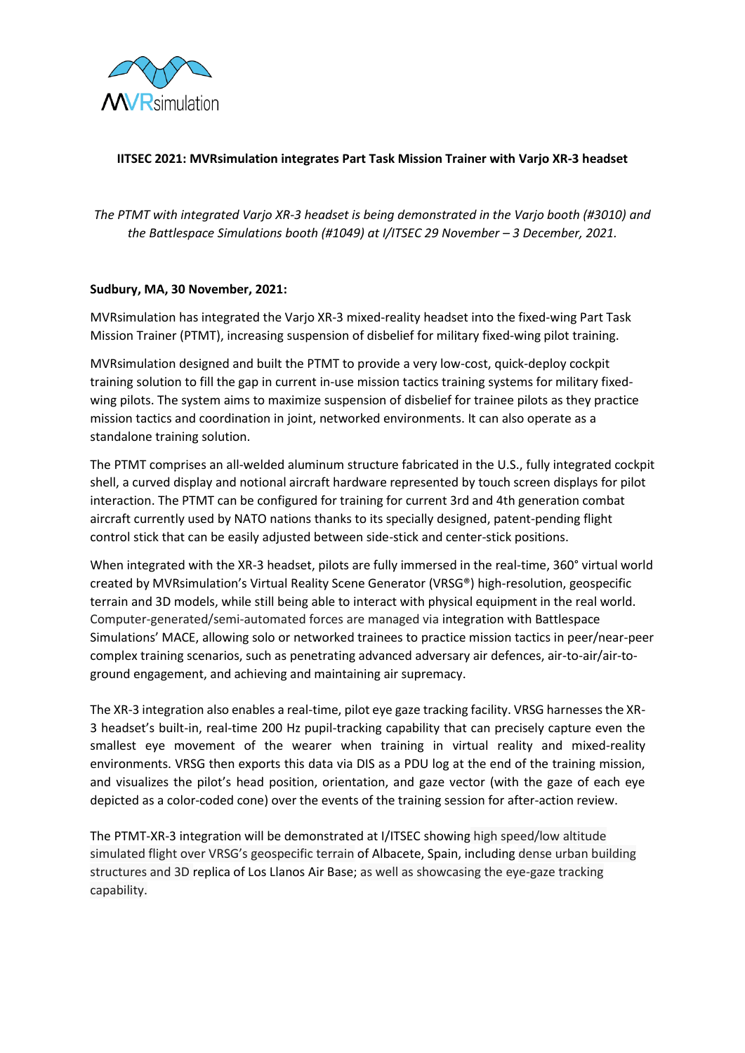MVRsimulation

**IITSEC 2021: MVRsimulation integrates Part Task Mission Trainer with Varjo XR-3 headset**

*The PTMT with integrated Varjo XR-3 headset is being demonstrated in the Varjo booth (#3010) and the Battlespace Simulations booth (#1049) at I/ITSEC 29 November – 3 December, 2021.*

**Sudbury, MA, 30 November, 2021:**

MVRsimulation has integrated the Varjo XR-3 mixed-reality headset into the fixed-wing Part Task Mission Trainer (PTMT), increasing suspension of disbelief for military fixed-wing pilot training.

MVRsimulation designed and built the PTMT to provide a very low-cost, quick-deploy cockpit training solution to fill the gap in current in-use mission tactics training systems for military fixed-wing pilots. The system aims to maximize suspension of disbelief for trainee pilots as they practice mission tactics and coordination in joint, networked environments. It can also operate as a standalone training solution.

The PTMT comprises an all-welded aluminum structure fabricated in the U.S., fully integrated cockpit shell, a curved display and notional aircraft hardware represented by touch screen displays for pilot interaction. The PTMT can be configured for training for current 3rd and 4th generation combat aircraft currently used by NATO nations thanks to its specially designed, patent-pending flight control stick that can be easily adjusted between side-stick and center-stick positions.

When integrated with the XR-3 headset, pilots are fully immersed in the real-time, 360° virtual world created by MVRsimulation's Virtual Reality Scene Generator (VRSG®) high-resolution, geospecific terrain and 3D models, while still being able to interact with physical equipment in the real world. Computer-generated/semi-automated forces are managed via integration with Battlespace Simulations' MACE, allowing solo or networked trainees to practice mission tactics in peer/near-peer complex training scenarios, such as penetrating advanced adversary air defences, air-to-air/air-to-ground engagement, and achieving and maintaining air supremacy.

The XR-3 integration also enables a real-time, pilot eye gaze tracking facility. VRSG harnesses the XR-3 headset's built-in, real-time 200 Hz pupil-tracking capability that can precisely capture even the smallest eye movement of the wearer when training in virtual reality and mixed-reality environments. VRSG then exports this data via DIS as a PDU log at the end of the training mission, and visualizes the pilot's head position, orientation, and gaze vector (with the gaze of each eye depicted as a color-coded cone) over the events of the training session for after-action review.

The PTMT-XR-3 integration will be demonstrated at I/ITSEC showing high speed/low altitude simulated flight over VRSG's geospecific terrain of Albacete, Spain, including dense urban building structures and 3D replica of Los Llanos Air Base; as well as showcasing the eye-gaze tracking capability.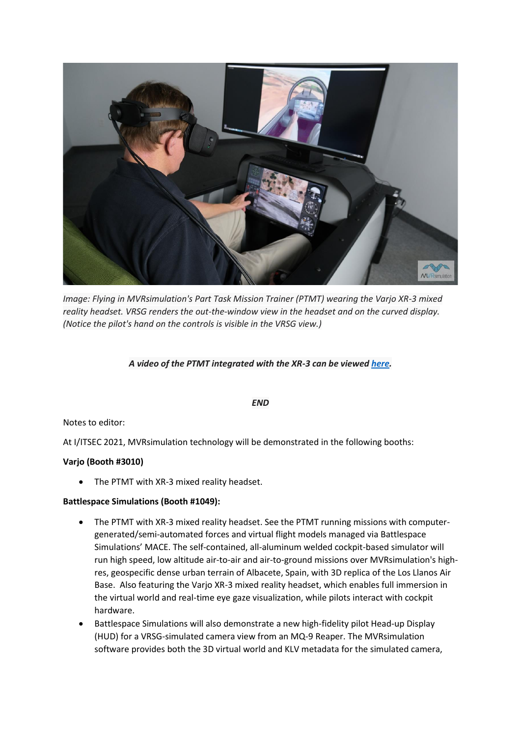*Image: Flying in MVRsimulation's Part Task Mission Trainer (PTMT) wearing the Varjo XR-3 mixed reality headset. VRSG renders the out-the-window view in the headset and on the curved display. (Notice the pilot's hand on the controls is visible in the VRSG view.)*

***A video of the PTMT integrated with the XR-3 can be viewed here.***

***END***

Notes to editor:

At I/ITSEC 2021, MVRsimulation technology will be demonstrated in the following booths:

**Varjo (Booth #3010)**

- The PTMT with XR-3 mixed reality headset.

**Battlespace Simulations (Booth #1049):**

- The PTMT with XR-3 mixed reality headset. See the PTMT running missions with computer-generated/semi-automated forces and virtual flight models managed via Battlespace Simulations' MACE. The self-contained, all-aluminum welded cockpit-based simulator will run high speed, low altitude air-to-air and air-to-ground missions over MVRsimulation's high-res, geospecific dense urban terrain of Albacete, Spain, with 3D replica of the Los Llanos Air Base. Also featuring the Varjo XR-3 mixed reality headset, which enables full immersion in the virtual world and real-time eye gaze visualization, while pilots interact with cockpit hardware.
- Battlespace Simulations will also demonstrate a new high-fidelity pilot Head-up Display (HUD) for a VRSG-simulated camera view from an MQ-9 Reaper. The MVRsimulation software provides both the 3D virtual world and KLV metadata for the simulated camera,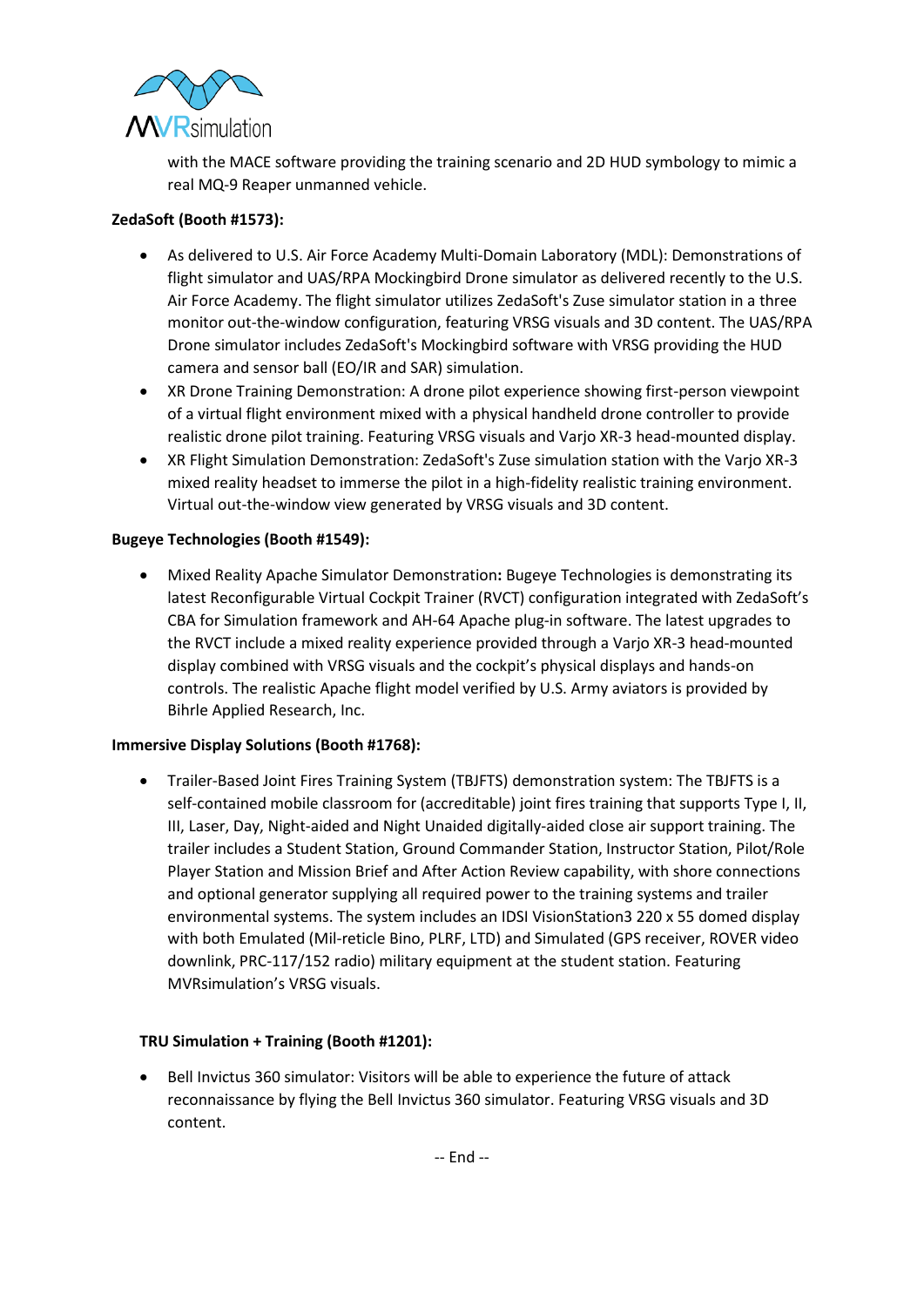with the MACE software providing the training scenario and 2D HUD symbology to mimic a real MQ-9 Reaper unmanned vehicle.

**ZedaSoft (Booth #1573):**

- As delivered to U.S. Air Force Academy Multi-Domain Laboratory (MDL): Demonstrations of flight simulator and UAS/RPA Mockingbird Drone simulator as delivered recently to the U.S. Air Force Academy. The flight simulator utilizes ZedaSoft's Zuse simulator station in a three monitor out-the-window configuration, featuring VRSG visuals and 3D content. The UAS/RPA Drone simulator includes ZedaSoft's Mockingbird software with VRSG providing the HUD camera and sensor ball (EO/IR and SAR) simulation.
- XR Drone Training Demonstration: A drone pilot experience showing first-person viewpoint of a virtual flight environment mixed with a physical handheld drone controller to provide realistic drone pilot training. Featuring VRSG visuals and Varjo XR-3 head-mounted display.
- XR Flight Simulation Demonstration: ZedaSoft's Zuse simulation station with the Varjo XR-3 mixed reality headset to immerse the pilot in a high-fidelity realistic training environment. Virtual out-the-window view generated by VRSG visuals and 3D content.

**Bugeye Technologies (Booth #1549):**

- Mixed Reality Apache Simulator Demonstration**:** Bugeye Technologies is demonstrating its latest Reconfigurable Virtual Cockpit Trainer (RVCT) configuration integrated with ZedaSoft's CBA for Simulation framework and AH-64 Apache plug-in software. The latest upgrades to the RVCT include a mixed reality experience provided through a Varjo XR-3 head-mounted display combined with VRSG visuals and the cockpit's physical displays and hands-on controls. The realistic Apache flight model verified by U.S. Army aviators is provided by Bihrle Applied Research, Inc.

**Immersive Display Solutions (Booth #1768):**

- Trailer-Based Joint Fires Training System (TBJFTS) demonstration system: The TBJFTS is a self-contained mobile classroom for (accreditable) joint fires training that supports Type I, II, III, Laser, Day, Night-aided and Night Unaided digitally-aided close air support training. The trailer includes a Student Station, Ground Commander Station, Instructor Station, Pilot/Role Player Station and Mission Brief and After Action Review capability, with shore connections and optional generator supplying all required power to the training systems and trailer environmental systems. The system includes an IDSI VisionStation3 220 x 55 domed display with both Emulated (Mil-reticle Bino, PLRF, LTD) and Simulated (GPS receiver, ROVER video downlink, PRC-117/152 radio) military equipment at the student station. Featuring MVRsimulation's VRSG visuals.

**TRU Simulation + Training (Booth #1201):**

- Bell Invictus 360 simulator: Visitors will be able to experience the future of attack reconnaissance by flying the Bell Invictus 360 simulator. Featuring VRSG visuals and 3D content.

-- End --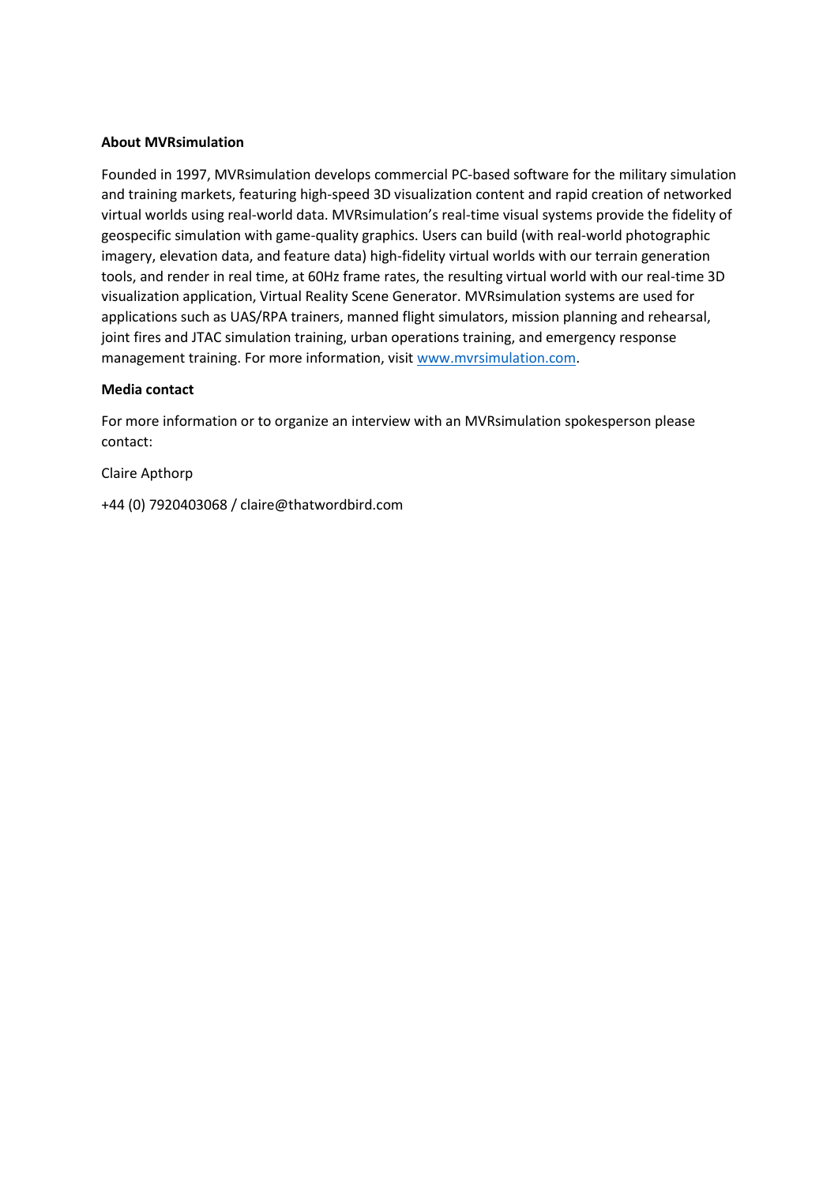**About MVRsimulation**

Founded in 1997, MVRsimulation develops commercial PC-based software for the military simulation and training markets, featuring high-speed 3D visualization content and rapid creation of networked virtual worlds using real-world data. MVRsimulation's real-time visual systems provide the fidelity of geospecific simulation with game-quality graphics. Users can build (with real-world photographic imagery, elevation data, and feature data) high-fidelity virtual worlds with our terrain generation tools, and render in real time, at 60Hz frame rates, the resulting virtual world with our real-time 3D visualization application, Virtual Reality Scene Generator. MVRsimulation systems are used for applications such as UAS/RPA trainers, manned flight simulators, mission planning and rehearsal, joint fires and JTAC simulation training, urban operations training, and emergency response management training. For more information, visit [www.mvrsimulation.com](www.mvrsimulation.com).

**Media contact**

For more information or to organize an interview with an MVRsimulation spokesperson please contact:

Claire Apthorp

+44 (0) 7920403068 / claire@thatwordbird.com